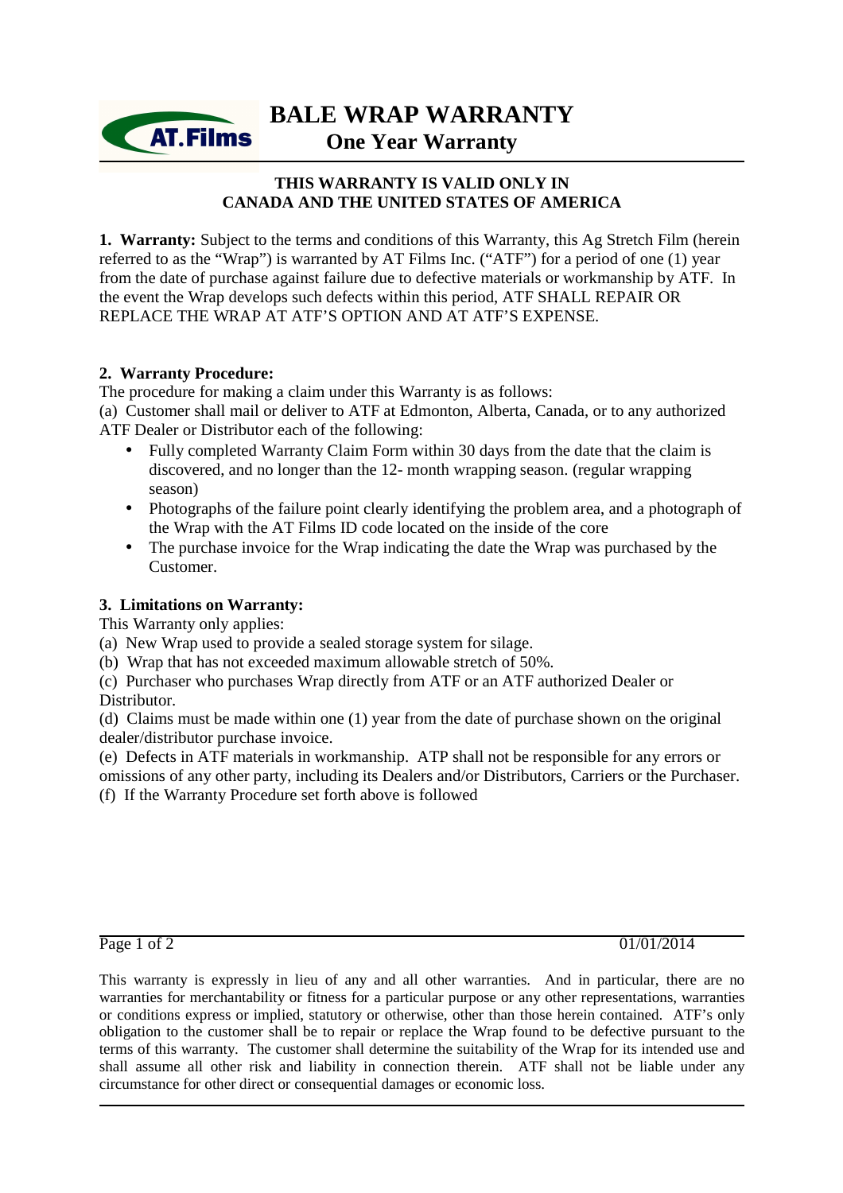# BALE WRAP WARRANTY

## One Year Warranty

**THIS WARRANTY IS VALID ONLY IN CANADA AND THE UNITED STATES OF AMERICA**

**1. Warranty:** Subject to the terms and conditions of this Warranty, this Ag Stretch Film (herein referred to as the "Wrap") is warranted by AT Films Inc. ("ATF") for a period of one (1) year from the date of purchase against failure due to defective materials or workmanship by ATF. In the event the Wrap develops such defects within this period, ATF SHALL REPAIR OR REPLACE THE WRAP AT ATF'S OPTION AND AT ATF'S EXPENSE.

**2. Warranty Procedure:**

The procedure for making a claim under this Warranty is as follows:

(a) Customer shall mail or deliver to ATF at Edmonton, Alberta, Canada, or to any authorized ATF Dealer or Distributor each of the following:

- Fully completed Warranty Claim Form within 30 days from the date that the claim is discovered, and no longer than the 12- month wrapping season. (regular wrapping season)
- Photographs of the failure point clearly identifying the problem area, and a photograph of the Wrap with the AT Films ID code located on the inside of the core
- The purchase invoice for the Wrap indicating the date the Wrap was purchased by the Customer.

**3. Limitations on Warranty:**

This Warranty only applies:

(a) New Wrap used to provide a sealed storage system for silage.

(b) Wrap that has not exceeded maximum allowable stretch of 50%.

(c) Purchaser who purchases Wrap directly from ATF or an ATF authorized Dealer or Distributor.

(d) Claims must be made within one (1) year from the date of purchase shown on the original dealer/distributor purchase invoice.

(e) Defects in ATF materials in workmanship. ATP shall not be responsible for any errors or omissions of any other party, including its Dealers and/or Distributors, Carriers or the Purchaser.

(f) If the Warranty Procedure set forth above is followed

01/01/2014

This warranty is expressly in lieu of any and all other warranties. And in particular, there are no warranties for merchantability or fitness for a particular purpose or any other representations, warranties or conditions express or implied, statutory or otherwise, other than those herein contained. ATF's only obligation to the customer shall be to repair or replace the Wrap found to be defective pursuant to the terms of this warranty. The customer shall determine the suitability of the Wrap for its intended use and shall assume all other risk and liability in connection therein. ATF shall not be liable under any circumstance for other direct or consequential damages or economic loss.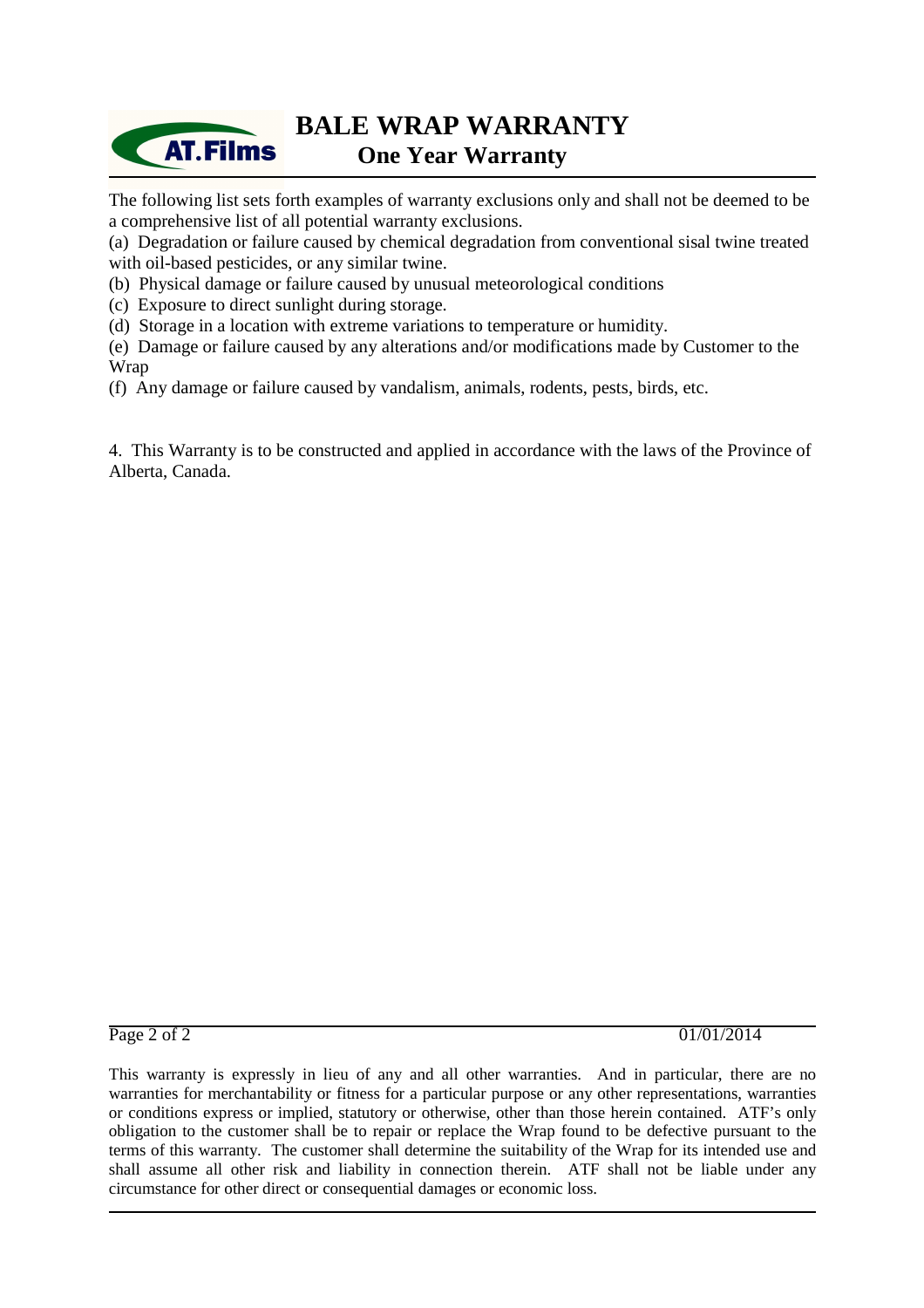# BALE WRAP WARRANTY

## One Year Warranty

The following list sets forth examples of warranty exclusions only and shall not be deemed to be a comprehensive list of all potential warranty exclusions.

(a) Degradation or failure caused by chemical degradation from conventional sisal twine treated with oil-based pesticides, or any similar twine.

(b) Physical damage or failure caused by unusual meteorological conditions

(c) Exposure to direct sunlight during storage.

(d) Storage in a location with extreme variations to temperature or humidity.

(e) Damage or failure caused by any alterations and/or modifications made by Customer to the Wrap

(f) Any damage or failure caused by vandalism, animals, rodents, pests, birds, etc.

4. This Warranty is to be constructed and applied in accordance with the laws of the Province of Alberta, Canada.

01/01/2014

This warranty is expressly in lieu of any and all other warranties. And in particular, there are no warranties for merchantability or fitness for a particular purpose or any other representations, warranties or conditions express or implied, statutory or otherwise, other than those herein contained. ATF's only obligation to the customer shall be to repair or replace the Wrap found to be defective pursuant to the terms of this warranty. The customer shall determine the suitability of the Wrap for its intended use and shall assume all other risk and liability in connection therein. ATF shall not be liable under any circumstance for other direct or consequential damages or economic loss.